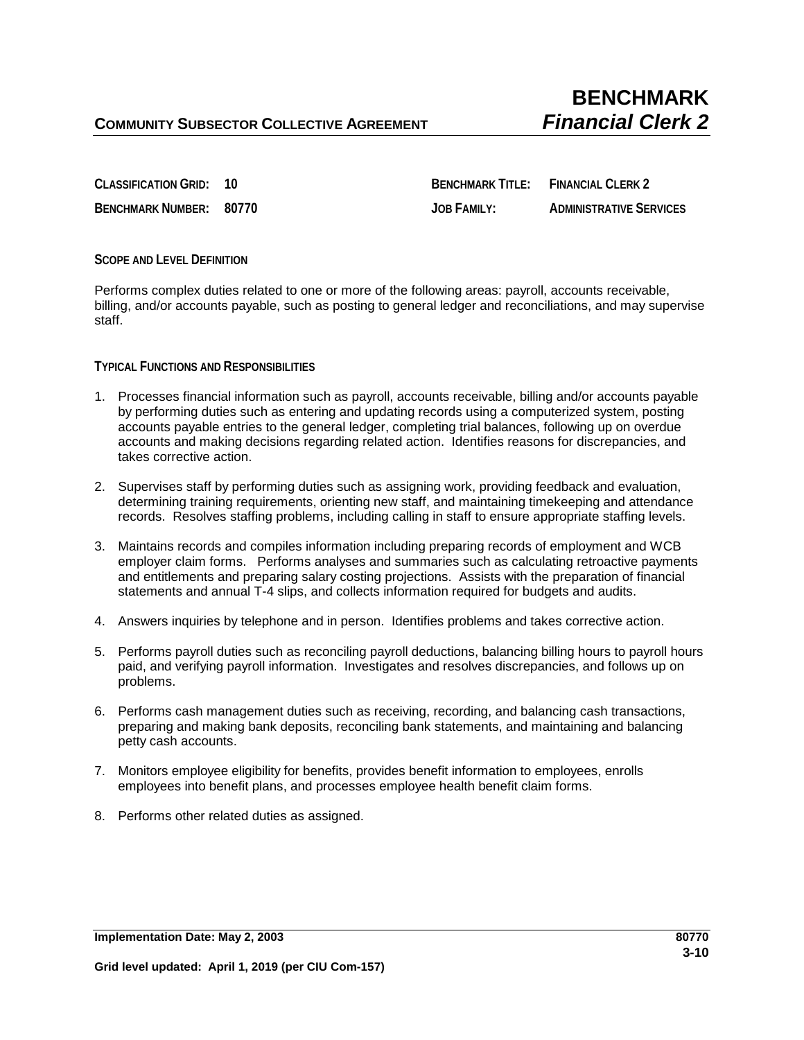**COMMUNITY SUBSECTOR COLLECTIVE AGREEMENT**

# BENCHMARK *Financial Clerk 2*

| | | | |
|---|---|---|---|
| **CLASSIFICATION GRID:** | **10** | **BENCHMARK TITLE:** | **FINANCIAL CLERK 2** |
| **BENCHMARK NUMBER:** | **80770** | **JOB FAMILY:** | **ADMINISTRATIVE SERVICES** |

## SCOPE AND LEVEL DEFINITION

Performs complex duties related to one or more of the following areas: payroll, accounts receivable, billing, and/or accounts payable, such as posting to general ledger and reconciliations, and may supervise staff.

## TYPICAL FUNCTIONS AND RESPONSIBILITIES

1. Processes financial information such as payroll, accounts receivable, billing and/or accounts payable by performing duties such as entering and updating records using a computerized system, posting accounts payable entries to the general ledger, completing trial balances, following up on overdue accounts and making decisions regarding related action. Identifies reasons for discrepancies, and takes corrective action.
2. Supervises staff by performing duties such as assigning work, providing feedback and evaluation, determining training requirements, orienting new staff, and maintaining timekeeping and attendance records. Resolves staffing problems, including calling in staff to ensure appropriate staffing levels.
3. Maintains records and compiles information including preparing records of employment and WCB employer claim forms. Performs analyses and summaries such as calculating retroactive payments and entitlements and preparing salary costing projections. Assists with the preparation of financial statements and annual T-4 slips, and collects information required for budgets and audits.
4. Answers inquiries by telephone and in person. Identifies problems and takes corrective action.
5. Performs payroll duties such as reconciling payroll deductions, balancing billing hours to payroll hours paid, and verifying payroll information. Investigates and resolves discrepancies, and follows up on problems.
6. Performs cash management duties such as receiving, recording, and balancing cash transactions, preparing and making bank deposits, reconciling bank statements, and maintaining and balancing petty cash accounts.
7. Monitors employee eligibility for benefits, provides benefit information to employees, enrolls employees into benefit plans, and processes employee health benefit claim forms.
8. Performs other related duties as assigned.

**Implementation Date: May 2, 2003**

**Grid level updated: April 1, 2019 (per CIU Com-157)**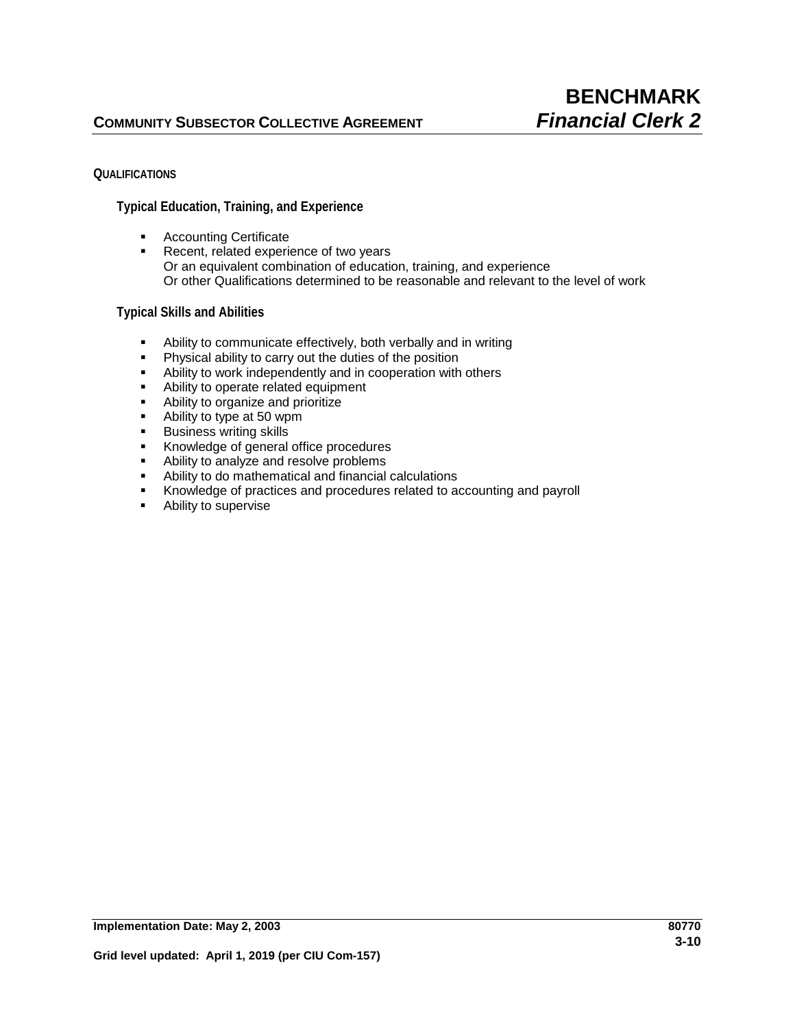## QUALIFICATIONS

### Typical Education, Training, and Experience

- Accounting Certificate
- Recent, related experience of two years
  Or an equivalent combination of education, training, and experience
  Or other Qualifications determined to be reasonable and relevant to the level of work

### Typical Skills and Abilities

- Ability to communicate effectively, both verbally and in writing
- Physical ability to carry out the duties of the position
- Ability to work independently and in cooperation with others
- Ability to operate related equipment
- Ability to organize and prioritize
- Ability to type at 50 wpm
- Business writing skills
- Knowledge of general office procedures
- Ability to analyze and resolve problems
- Ability to do mathematical and financial calculations
- Knowledge of practices and procedures related to accounting and payroll
- Ability to supervise

**Implementation Date: May 2, 2003** **80770**

**Grid level updated: April 1, 2019 (per CIU Com-157)**